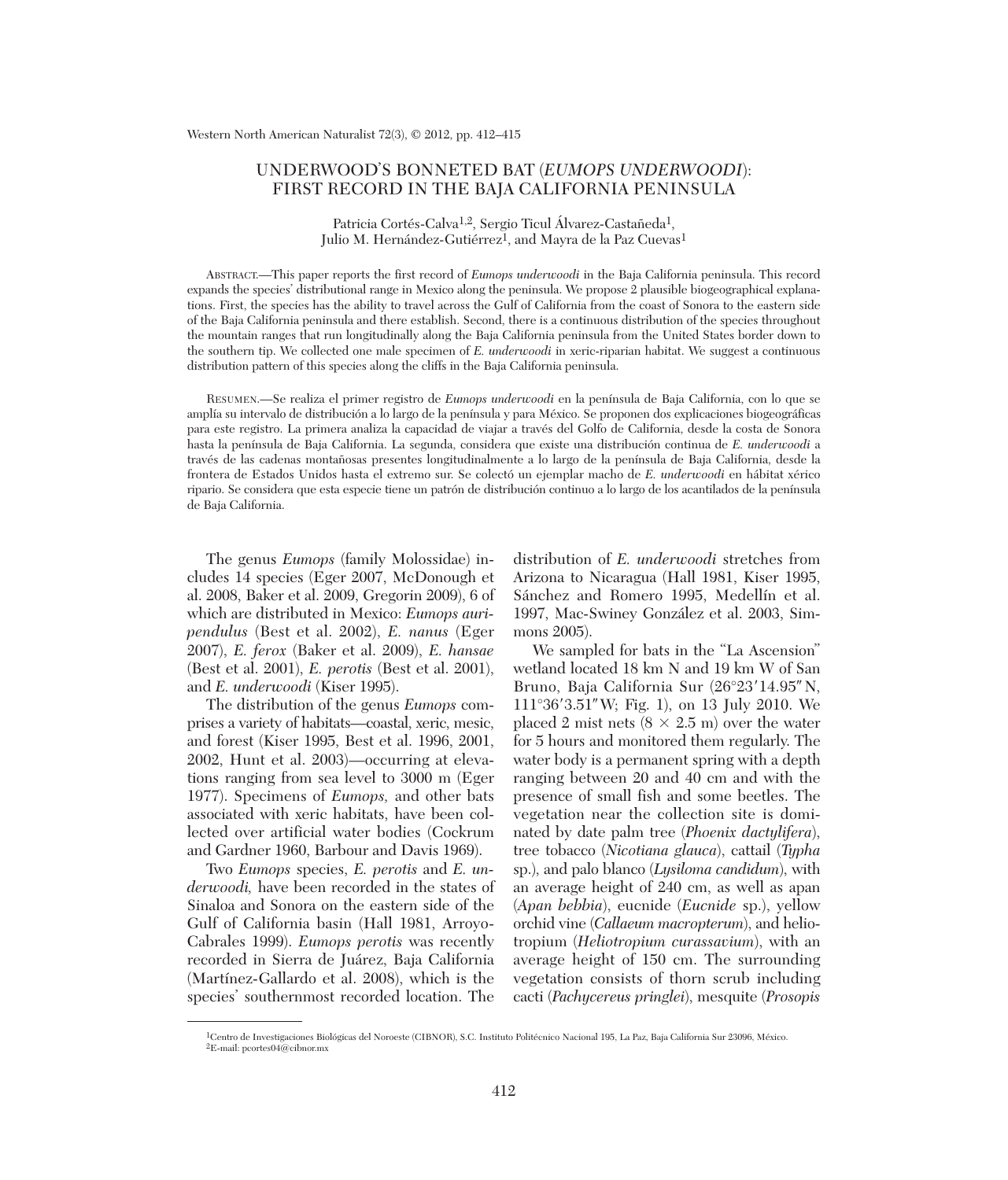# UNDERWOOD'S BONNETED BAT (*EUMOPS UNDERWOODI*): FIRST RECORD IN THE BAJA CALIFORNIA PENINSULA

Patricia Cortés-Calva[1,2], Sergio Ticul Álvarez-Castañeda[1], Julio M. Hernández-Gutiérrez[1], and Mayra de la Paz Cuevas[1]

ABSTRACT.—This paper reports the first record of *Eumops underwoodi* in the Baja California peninsula. This record expands the species' distributional range in Mexico along the peninsula. We propose 2 plausible biogeographical explanations. First, the species has the ability to travel across the Gulf of California from the coast of Sonora to the eastern side of the Baja California peninsula and there establish. Second, there is a continuous distribution of the species throughout the mountain ranges that run longitudinally along the Baja California peninsula from the United States border down to the southern tip. We collected one male specimen of *E. underwoodi* in xeric-riparian habitat. We suggest a continuous distribution pattern of this species along the cliffs in the Baja California peninsula.

RESUMEN.—Se realiza el primer registro de *Eumops underwoodi* en la península de Baja California, con lo que se amplía su intervalo de distribución a lo largo de la península y para México. Se proponen dos explicaciones biogeográficas para este registro. La primera analiza la capacidad de viajar a través del Golfo de California, desde la costa de Sonora hasta la península de Baja California. La segunda, considera que existe una distribución continua de *E. underwoodi* a través de las cadenas montañosas presentes longitudinalmente a lo largo de la península de Baja California, desde la frontera de Estados Unidos hasta el extremo sur. Se colectó un ejemplar macho de *E. underwoodi* en hábitat xérico ripario. Se considera que esta especie tiene un patrón de distribución continuo a lo largo de los acantilados de la península de Baja California.

The genus *Eumops* (family Molossidae) includes 14 species (Eger 2007, McDonough et al. 2008, Baker et al. 2009, Gregorin 2009), 6 of which are distributed in Mexico: *Eumops auripendulus* (Best et al. 2002), *E. nanus* (Eger 2007), *E. ferox* (Baker et al. 2009), *E. hansae* (Best et al. 2001), *E. perotis* (Best et al. 2001), and *E. underwoodi* (Kiser 1995).

The distribution of the genus *Eumops* comprises a variety of habitats—coastal, xeric, mesic, and forest (Kiser 1995, Best et al. 1996, 2001, 2002, Hunt et al. 2003)—occurring at elevations ranging from sea level to 3000 m (Eger 1977). Specimens of *Eumops*, and other bats associated with xeric habitats, have been collected over artificial water bodies (Cockrum and Gardner 1960, Barbour and Davis 1969).

Two *Eumops* species, *E. perotis* and *E. underwoodi,* have been recorded in the states of Sinaloa and Sonora on the eastern side of the Gulf of California basin (Hall 1981, Arroyo-Cabrales 1999). *Eumops perotis* was recently recorded in Sierra de Juárez, Baja California (Martínez-Gallardo et al. 2008), which is the species' southernmost recorded location. The distribution of *E. underwoodi* stretches from Arizona to Nicaragua (Hall 1981, Kiser 1995, Sánchez and Romero 1995, Medellín et al. 1997, Mac-Swiney González et al. 2003, Simmons 2005).

We sampled for bats in the "La Ascension" wetland located 18 km N and 19 km W of San Bruno, Baja California Sur (26°23′14.95″N, 111°36′3.51″W; Fig. 1), on 13 July 2010. We placed 2 mist nets ($8 \times 2.5$ m) over the water for 5 hours and monitored them regularly. The water body is a permanent spring with a depth ranging between 20 and 40 cm and with the presence of small fish and some beetles. The vegetation near the collection site is dominated by date palm tree (*Phoenix dactylifera*), tree tobacco (*Nicotiana glauca*), cattail (*Typha* sp.), and palo blanco (*Lysiloma candidum*), with an average height of 240 cm, as well as apan (*Apan bebbia*), eucnide (*Eucnide* sp.), yellow orchid vine (*Callaeum macropterum*), and heliotropium (*Heliotropium curassavium*), with an average height of 150 cm. The surrounding vegetation consists of thorn scrub including cacti (*Pachycereus pringlei*), mesquite (*Prosopis*

[1]Centro de Investigaciones Biológicas del Noroeste (CIBNOR), S.C. Instituto Politécnico Nacional 195, La Paz, Baja California Sur 23096, México.
[2]E-mail: pcortes04@cibnor.mx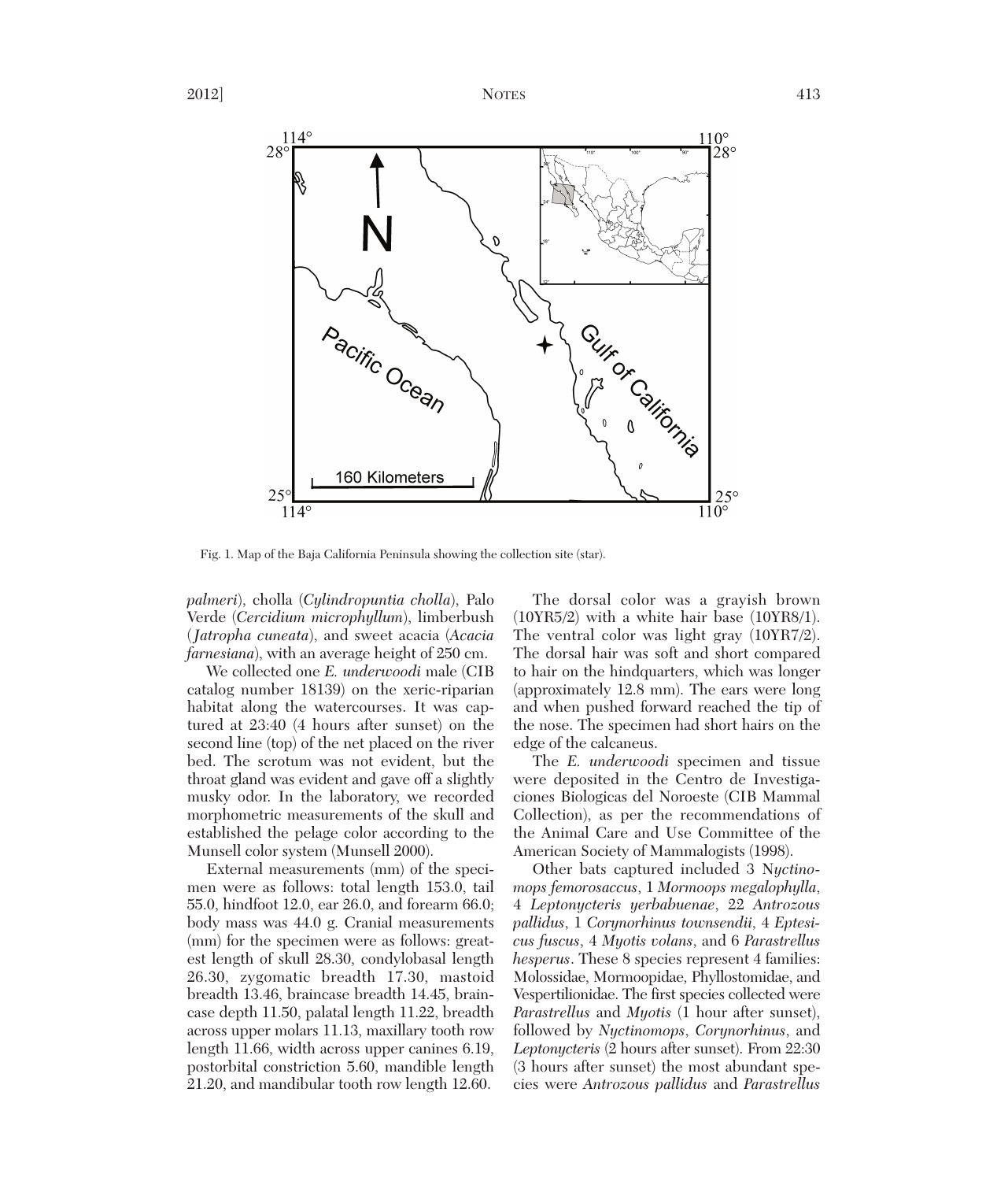Fig. 1. Map of the Baja California Peninsula showing the collection site (star).

*palmeri*), cholla (*Cylindropuntia cholla*), Palo Verde (*Cercidium microphyllum*), limberbush (*Jatropha cuneata*), and sweet acacia (*Acacia farnesiana*), with an average height of 250 cm.

We collected one *E. underwoodi* male (CIB catalog number 18139) on the xeric-riparian habitat along the watercourses. It was captured at 23:40 (4 hours after sunset) on the second line (top) of the net placed on the river bed. The scrotum was not evident, but the throat gland was evident and gave off a slightly musky odor. In the laboratory, we recorded morphometric measurements of the skull and established the pelage color according to the Munsell color system (Munsell 2000).

External measurements (mm) of the specimen were as follows: total length 153.0, tail 55.0, hindfoot 12.0, ear 26.0, and forearm 66.0; body mass was 44.0 g. Cranial measurements (mm) for the specimen were as follows: greatest length of skull 28.30, condylobasal length 26.30, zygomatic breadth 17.30, mastoid breadth 13.46, braincase breadth 14.45, braincase depth 11.50, palatal length 11.22, breadth across upper molars 11.13, maxillary tooth row length 11.66, width across upper canines 6.19, postorbital constriction 5.60, mandible length 21.20, and mandibular tooth row length 12.60.

The dorsal color was a grayish brown (10YR5/2) with a white hair base (10YR8/1). The ventral color was light gray (10YR7/2). The dorsal hair was soft and short compared to hair on the hindquarters, which was longer (approximately 12.8 mm). The ears were long and when pushed forward reached the tip of the nose. The specimen had short hairs on the edge of the calcaneus.

The *E. underwoodi* specimen and tissue were deposited in the Centro de Investigaciones Biologicas del Noroeste (CIB Mammal Collection), as per the recommendations of the Animal Care and Use Committee of the American Society of Mammalogists (1998).

Other bats captured included 3 *Nyctinomops femorosaccus*, 1 *Mormoops megalophylla*, 4 *Leptonycteris yerbabuenae*, 22 *Antrozous pallidus*, 1 *Corynorhinus townsendii*, 4 *Eptesicus fuscus*, 4 *Myotis volans*, and 6 *Parastrellus hesperus*. These 8 species represent 4 families: Molossidae, Mormoopidae, Phyllostomidae, and Vespertilionidae. The first species collected were *Parastrellus* and *Myotis* (1 hour after sunset), followed by *Nyctinomops*, *Corynorhinus*, and *Leptonycteris* (2 hours after sunset). From 22:30 (3 hours after sunset) the most abundant species were *Antrozous pallidus* and *Parastrellus*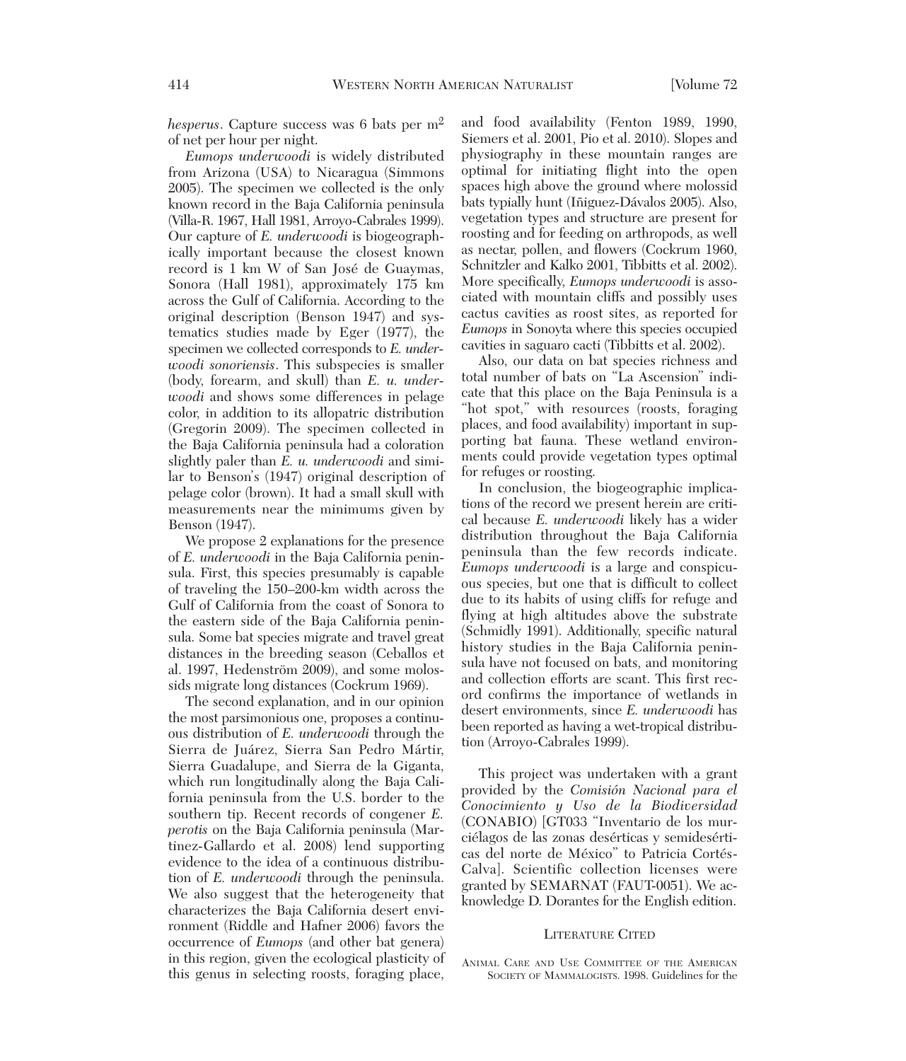*hesperus*. Capture success was 6 bats per $m^2$ of net per hour per night.

*Eumops underwoodi* is widely distributed from Arizona (USA) to Nicaragua (Simmons 2005). The specimen we collected is the only known record in the Baja California peninsula (Villa-R. 1967, Hall 1981, Arroyo-Cabrales 1999). Our capture of *E. underwoodi* is biogeographically important because the closest known record is 1 km W of San José de Guaymas, Sonora (Hall 1981), approximately 175 km across the Gulf of California. According to the original description (Benson 1947) and systematics studies made by Eger (1977), the specimen we collected corresponds to *E. underwoodi sonoriensis*. This subspecies is smaller (body, forearm, and skull) than *E. u. underwoodi* and shows some differences in pelage color, in addition to its allopatric distribution (Gregorin 2009). The specimen collected in the Baja California peninsula had a coloration slightly paler than *E. u. underwoodi* and similar to Benson's (1947) original description of pelage color (brown). It had a small skull with measurements near the minimums given by Benson (1947).

We propose 2 explanations for the presence of *E. underwoodi* in the Baja California peninsula. First, this species presumably is capable of traveling the 150–200-km width across the Gulf of California from the coast of Sonora to the eastern side of the Baja California peninsula. Some bat species migrate and travel great distances in the breeding season (Ceballos et al. 1997, Hedenström 2009), and some molossids migrate long distances (Cockrum 1969).

The second explanation, and in our opinion the most parsimonious one, proposes a continuous distribution of *E. underwoodi* through the Sierra de Juárez, Sierra San Pedro Mártir, Sierra Guadalupe, and Sierra de la Giganta, which run longitudinally along the Baja California peninsula from the U.S. border to the southern tip. Recent records of congener *E. perotis* on the Baja California peninsula (Martinez-Gallardo et al. 2008) lend supporting evidence to the idea of a continuous distribution of *E. underwoodi* through the peninsula. We also suggest that the heterogeneity that characterizes the Baja California desert environment (Riddle and Hafner 2006) favors the occurrence of *Eumops* (and other bat genera) in this region, given the ecological plasticity of this genus in selecting roosts, foraging place, and food availability (Fenton 1989, 1990, Siemers et al. 2001, Pio et al. 2010). Slopes and physiography in these mountain ranges are optimal for initiating flight into the open spaces high above the ground where molossid bats typially hunt (Iñiguez-Dávalos 2005). Also, vegetation types and structure are present for roosting and for feeding on arthropods, as well as nectar, pollen, and flowers (Cockrum 1960, Schnitzler and Kalko 2001, Tibbitts et al. 2002). More specifically, *Eumops underwoodi* is associated with mountain cliffs and possibly uses cactus cavities as roost sites, as reported for *Eumops* in Sonoyta where this species occupied cavities in saguaro cacti (Tibbitts et al. 2002).

Also, our data on bat species richness and total number of bats on "La Ascension" indicate that this place on the Baja Peninsula is a "hot spot," with resources (roosts, foraging places, and food availability) important in supporting bat fauna. These wetland environments could provide vegetation types optimal for refuges or roosting.

In conclusion, the biogeographic implications of the record we present herein are critical because *E. underwoodi* likely has a wider distribution throughout the Baja California peninsula than the few records indicate. *Eumops underwoodi* is a large and conspicuous species, but one that is difficult to collect due to its habits of using cliffs for refuge and flying at high altitudes above the substrate (Schmidly 1991). Additionally, specific natural history studies in the Baja California peninsula have not focused on bats, and monitoring and collection efforts are scant. This first record confirms the importance of wetlands in desert environments, since *E. underwoodi* has been reported as having a wet-tropical distribution (Arroyo-Cabrales 1999).

This project was undertaken with a grant provided by the *Comisión Nacional para el Conocimiento y Uso de la Biodiversidad* (CONABIO) [GT033 "Inventario de los murciélagos de las zonas desérticas y semidesérticas del norte de México" to Patricia Cortés-Calva]. Scientific collection licenses were granted by SEMARNAT (FAUT-0051). We acknowledge D. Dorantes for the English edition.

## Literature Cited

Animal Care and Use Committee of the American Society of Mammalogists. 1998. Guidelines for the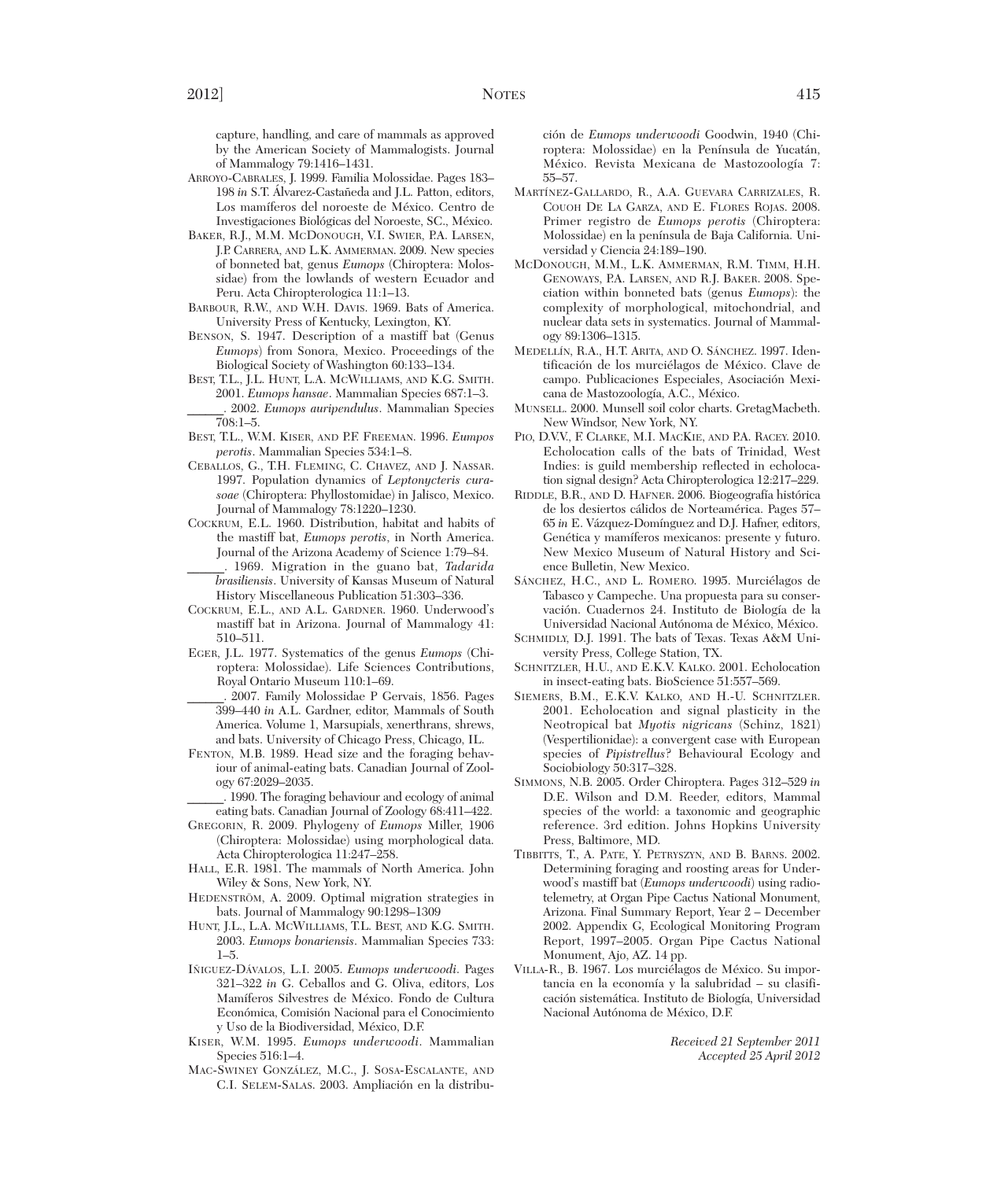capture, handling, and care of mammals as approved by the American Society of Mammalogists. Journal of Mammalogy 79:1416–1431.

Arroyo-Cabrales, J. 1999. Familia Molossidae. Pages 183–198 *in* S.T. Álvarez-Castañeda and J.L. Patton, editors, Los mamíferos del noroeste de México. Centro de Investigaciones Biológicas del Noroeste, SC., México.

Baker, R.J., M.M. McDonough, V.I. Swier, P.A. Larsen, J.P. Carrera, and L.K. Ammerman. 2009. New species of bonneted bat, genus *Eumops* (Chiroptera: Molossidae) from the lowlands of western Ecuador and Peru. Acta Chiropterologica 11:1–13.

Barbour, R.W., and W.H. Davis. 1969. Bats of America. University Press of Kentucky, Lexington, KY.

Benson, S. 1947. Description of a mastiff bat (Genus *Eumops*) from Sonora, Mexico. Proceedings of the Biological Society of Washington 60:133–134.

Best, T.L., J.L. Hunt, L.A. McWilliams, and K.G. Smith. 2001. *Eumops hansae*. Mammalian Species 687:1–3.

______. 2002. *Eumops auripendulus*. Mammalian Species 708:1–5.

Best, T.L., W.M. Kiser, and P.F. Freeman. 1996. *Eumpos perotis*. Mammalian Species 534:1–8.

Ceballos, G., T.H. Fleming, C. Chavez, and J. Nassar. 1997. Population dynamics of *Leptonycteris curasoae* (Chiroptera: Phyllostomidae) in Jalisco, Mexico. Journal of Mammalogy 78:1220–1230.

Cockrum, E.L. 1960. Distribution, habitat and habits of the mastiff bat, *Eumops perotis*, in North America. Journal of the Arizona Academy of Science 1:79–84.

______. 1969. Migration in the guano bat, *Tadarida brasiliensis*. University of Kansas Museum of Natural History Miscellaneous Publication 51:303–336.

Cockrum, E.L., and A.L. Gardner. 1960. Underwood's mastiff bat in Arizona. Journal of Mammalogy 41: 510–511.

Eger, J.L. 1977. Systematics of the genus *Eumops* (Chiroptera: Molossidae). Life Sciences Contributions, Royal Ontario Museum 110:1–69.

______. 2007. Family Molossidae P Gervais, 1856. Pages 399–440 *in* A.L. Gardner, editor, Mammals of South America. Volume 1, Marsupials, xenerthrans, shrews, and bats. University of Chicago Press, Chicago, IL.

Fenton, M.B. 1989. Head size and the foraging behaviour of animal-eating bats. Canadian Journal of Zoology 67:2029–2035.

______. 1990. The foraging behaviour and ecology of animal eating bats. Canadian Journal of Zoology 68:411–422.

Gregorin, R. 2009. Phylogeny of *Eumops* Miller, 1906 (Chiroptera: Molossidae) using morphological data. Acta Chiropterologica 11:247–258.

Hall, E.R. 1981. The mammals of North America. John Wiley & Sons, New York, NY.

Hedenström, A. 2009. Optimal migration strategies in bats. Journal of Mammalogy 90:1298–1309

Hunt, J.L., L.A. McWilliams, T.L. Best, and K.G. Smith. 2003. *Eumops bonariensis*. Mammalian Species 733: 1–5.

Iñiguez-Dávalos, L.I. 2005. *Eumops underwoodi*. Pages 321–322 *in* G. Ceballos and G. Oliva, editors, Los Mamíferos Silvestres de México. Fondo de Cultura Económica, Comisión Nacional para el Conocimiento y Uso de la Biodiversidad, México, D.F.

Kiser, W.M. 1995. *Eumops underwoodi*. Mammalian Species 516:1–4.

Mac-Swiney González, M.C., J. Sosa-Escalante, and C.I. Selem-Salas. 2003. Ampliación en la distribución de *Eumops underwoodi* Goodwin, 1940 (Chiroptera: Molossidae) en la Península de Yucatán, México. Revista Mexicana de Mastozoología 7: 55–57.

Martínez-Gallardo, R., A.A. Guevara Carrizales, R. Couoh De La Garza, and E. Flores Rojas. 2008. Primer registro de *Eumops perotis* (Chiroptera: Molossidae) en la península de Baja California. Universidad y Ciencia 24:189–190.

McDonough, M.M., L.K. Ammerman, R.M. Timm, H.H. Genoways, P.A. Larsen, and R.J. Baker. 2008. Speciation within bonneted bats (genus *Eumops*): the complexity of morphological, mitochondrial, and nuclear data sets in systematics. Journal of Mammalogy 89:1306–1315.

Medellín, R.A., H.T. Arita, and O. Sánchez. 1997. Identificación de los murciélagos de México. Clave de campo. Publicaciones Especiales, Asociación Mexicana de Mastozoología, A.C., México.

Munsell. 2000. Munsell soil color charts. GretagMacbeth. New Windsor, New York, NY.

Pio, D.V.V., F. Clarke, M.I. MacKie, and P.A. Racey. 2010. Echolocation calls of the bats of Trinidad, West Indies: is guild membership reflected in echolocation signal design? Acta Chiropterologica 12:217–229.

Riddle, B.R., and D. Hafner. 2006. Biogeografía histórica de los desiertos cálidos de Norteamérica. Pages 57–65 *in* E. Vázquez-Domínguez and D.J. Hafner, editors, Genética y mamíferos mexicanos: presente y futuro. New Mexico Museum of Natural History and Science Bulletin, New Mexico.

Sánchez, H.C., and L. Romero. 1995. Murciélagos de Tabasco y Campeche. Una propuesta para su conservación. Cuadernos 24. Instituto de Biología de la Universidad Nacional Autónoma de México, México.

Schmidly, D.J. 1991. The bats of Texas. Texas A&M University Press, College Station, TX.

Schnitzler, H.U., and E.K.V. Kalko. 2001. Echolocation in insect-eating bats. BioScience 51:557–569.

Siemers, B.M., E.K.V. Kalko, and H.-U. Schnitzler. 2001. Echolocation and signal plasticity in the Neotropical bat *Myotis nigricans* (Schinz, 1821) (Vespertilionidae): a convergent case with European species of *Pipistrellus*? Behavioural Ecology and Sociobiology 50:317–328.

Simmons, N.B. 2005. Order Chiroptera. Pages 312–529 *in* D.E. Wilson and D.M. Reeder, editors, Mammal species of the world: a taxonomic and geographic reference. 3rd edition. Johns Hopkins University Press, Baltimore, MD.

Tibbitts, T., A. Pate, Y. Petryszyn, and B. Barns. 2002. Determining foraging and roosting areas for Underwood's mastiff bat (*Eumops underwoodi*) using radiotelemetry, at Organ Pipe Cactus National Monument, Arizona. Final Summary Report, Year 2 – December 2002. Appendix G, Ecological Monitoring Program Report, 1997–2005. Organ Pipe Cactus National Monument, Ajo, AZ. 14 pp.

Villa-R., B. 1967. Los murciélagos de México. Su importancia en la economía y la salubridad – su clasificación sistemática. Instituto de Biología, Universidad Nacional Autónoma de México, D.F.

*Received 21 September 2011*
*Accepted 25 April 2012*